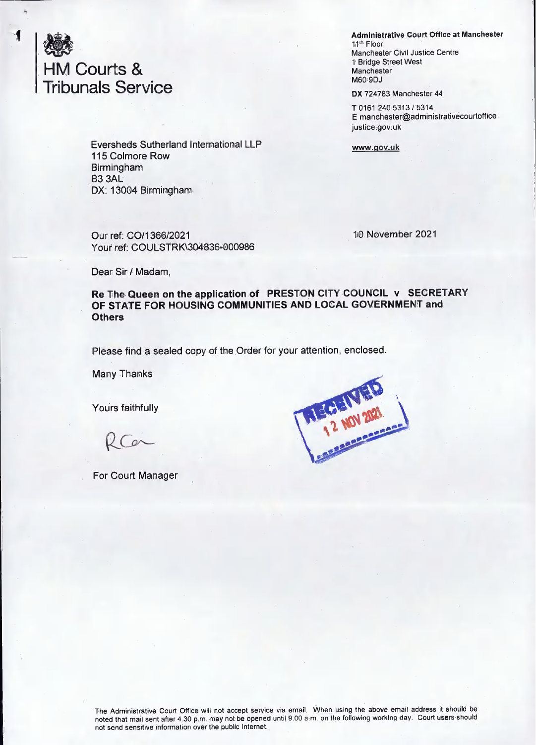HM Courts & Tribunals Service

**Administrative Court Office at Manchester**
11th Floor
Manchester Civil Justice Centre
1 Bridge Street West
Manchester
M60 9DJ

**DX** 724783 Manchester 44

**T** 0161 240 5313 / 5314
**E** manchester@administrativecourtoffice.justice.gov.uk

www.gov.uk

Eversheds Sutherland International LLP
115 Colmore Row
Birmingham
B3 3AL
DX: 13004 Birmingham

Our ref: CO/1366/2021
Your ref: COULSTRK\304836-000986

10 November 2021

Dear Sir / Madam,

**Re The Queen on the application of PRESTON CITY COUNCIL v SECRETARY OF STATE FOR HOUSING COMMUNITIES AND LOCAL GOVERNMENT and Others**

Please find a sealed copy of the Order for your attention, enclosed.

Many Thanks

Yours faithfully

RCa

For Court Manager

RECEIVED 12 NOV 2021

The Administrative Court Office will not accept service via email. When using the above email address it should be noted that mail sent after 4.30 p.m. may not be opened until 9.00 a.m. on the following working day. Court users should not send sensitive information over the public Internet.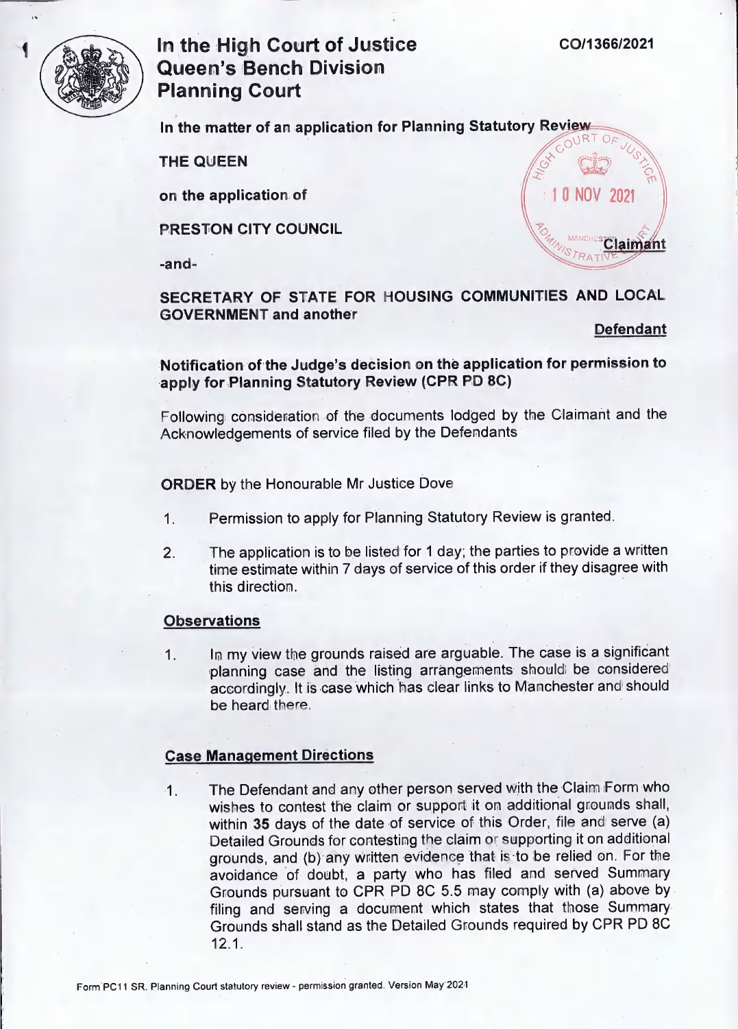# In the High Court of Justice Queen's Bench Division Planning Court

**CO/1366/2021**

**In the matter of an application for Planning Statutory Review**

**THE QUEEN**

**on the application of**

**PRESTON CITY COUNCIL**

**Claimant**

**-and-**

**SECRETARY OF STATE FOR HOUSING COMMUNITIES AND LOCAL GOVERNMENT and another**

**Defendant**

10 NOV 2021

**Notification of the Judge's decision on the application for permission to apply for Planning Statutory Review (CPR PD 8C)**

Following consideration of the documents lodged by the Claimant and the Acknowledgements of service filed by the Defendants

**ORDER** by the Honourable Mr Justice Dove

1. Permission to apply for Planning Statutory Review is granted.
2. The application is to be listed for 1 day; the parties to provide a written time estimate within 7 days of service of this order if they disagree with this direction.

## Observations

1. In my view the grounds raised are arguable. The case is a significant planning case and the listing arrangements should be considered accordingly. It is case which has clear links to Manchester and should be heard there.

## Case Management Directions

1. The Defendant and any other person served with the Claim Form who wishes to contest the claim or support it on additional grounds shall, within **35** days of the date of service of this Order, file and serve (a) Detailed Grounds for contesting the claim or supporting it on additional grounds, and (b) any written evidence that is to be relied on. For the avoidance of doubt, a party who has filed and served Summary Grounds pursuant to CPR PD 8C 5.5 may comply with (a) above by filing and serving a document which states that those Summary Grounds shall stand as the Detailed Grounds required by CPR PD 8C 12.1.

Form PC11 SR. Planning Court statutory review - permission granted. Version May 2021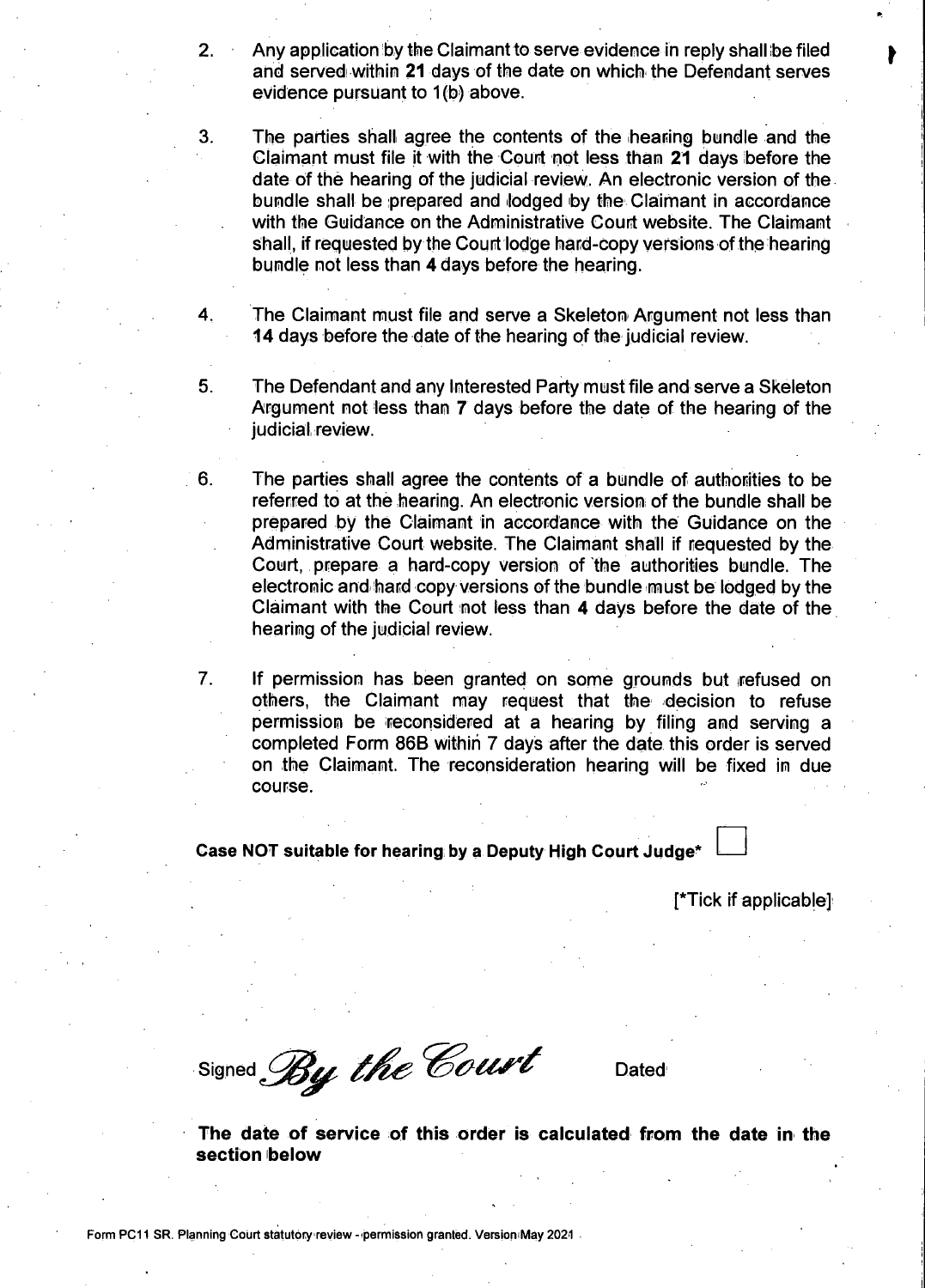2. Any application by the Claimant to serve evidence in reply shall be filed and served within **21** days of the date on which the Defendant serves evidence pursuant to 1(b) above.

3. The parties shall agree the contents of the hearing bundle and the Claimant must file it with the Court not less than **21** days before the date of the hearing of the judicial review. An electronic version of the bundle shall be prepared and lodged by the Claimant in accordance with the Guidance on the Administrative Court website. The Claimant shall, if requested by the Court lodge hard-copy versions of the hearing bundle not less than **4** days before the hearing.

4. The Claimant must file and serve a Skeleton Argument not less than **14** days before the date of the hearing of the judicial review.

5. The Defendant and any Interested Party must file and serve a Skeleton Argument not less than **7** days before the date of the hearing of the judicial review.

6. The parties shall agree the contents of a bundle of authorities to be referred to at the hearing. An electronic version of the bundle shall be prepared by the Claimant in accordance with the Guidance on the Administrative Court website. The Claimant shall if requested by the Court, prepare a hard-copy version of the authorities bundle. The electronic and hard copy versions of the bundle must be lodged by the Claimant with the Court not less than **4** days before the date of the hearing of the judicial review.

7. If permission has been granted on some grounds but refused on others, the Claimant may request that the decision to refuse permission be reconsidered at a hearing by filing and serving a completed Form 86B within 7 days after the date this order is served on the Claimant. The reconsideration hearing will be fixed in due course.

**Case NOT suitable for hearing by a Deputy High Court Judge*** ☐

[*Tick if applicable]

Signed *By the Court* Dated

**The date of service of this order is calculated from the date in the section below**

Form PC11 SR. Planning Court statutory review - permission granted. Version May 2021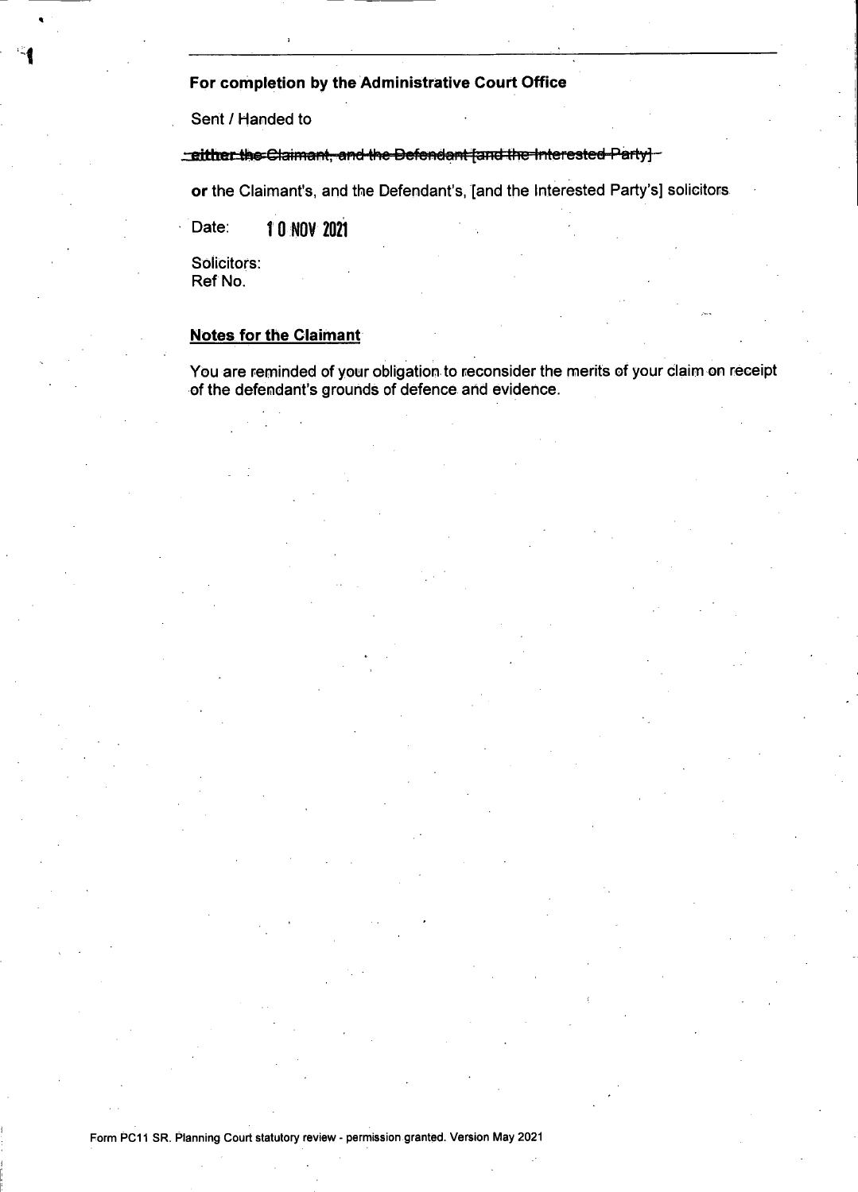**For completion by the Administrative Court Office**

Sent / Handed to

~~either the Claimant, and the Defendant [and the Interested Party]~~

**or** the Claimant's, and the Defendant's, [and the Interested Party's] solicitors

Date: **10 NOV 2021**

Solicitors:
Ref No.

**Notes for the Claimant**

You are reminded of your obligation to reconsider the merits of your claim on receipt of the defendant's grounds of defence and evidence.

Form PC11 SR. Planning Court statutory review - permission granted. Version May 2021